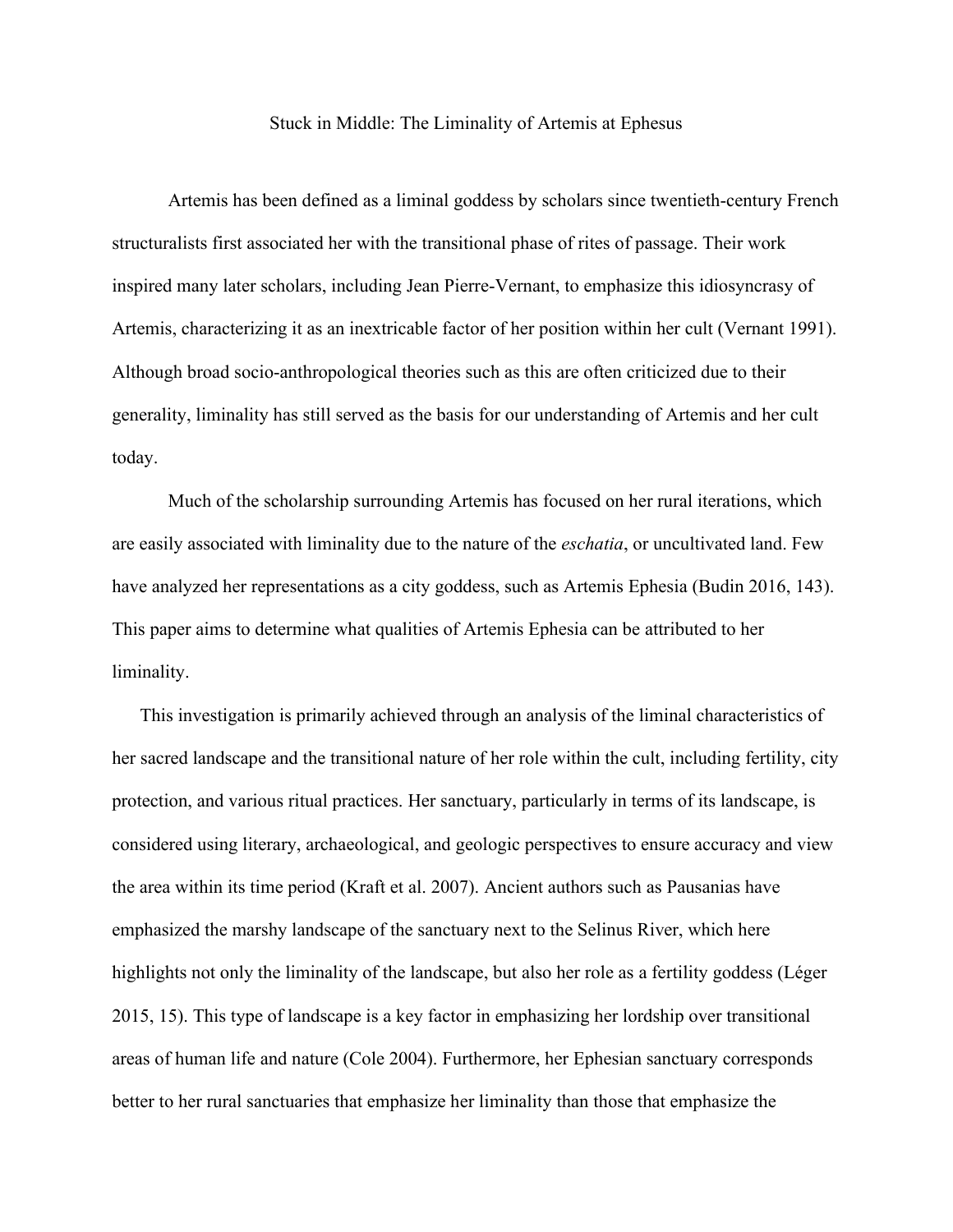# Stuck in Middle: The Liminality of Artemis at Ephesus

Artemis has been defined as a liminal goddess by scholars since twentieth-century French structuralists first associated her with the transitional phase of rites of passage. Their work inspired many later scholars, including Jean Pierre-Vernant, to emphasize this idiosyncrasy of Artemis, characterizing it as an inextricable factor of her position within her cult (Vernant 1991). Although broad socio-anthropological theories such as this are often criticized due to their generality, liminality has still served as the basis for our understanding of Artemis and her cult today.

Much of the scholarship surrounding Artemis has focused on her rural iterations, which are easily associated with liminality due to the nature of the *eschatia*, or uncultivated land. Few have analyzed her representations as a city goddess, such as Artemis Ephesia (Budin 2016, 143). This paper aims to determine what qualities of Artemis Ephesia can be attributed to her liminality.

This investigation is primarily achieved through an analysis of the liminal characteristics of her sacred landscape and the transitional nature of her role within the cult, including fertility, city protection, and various ritual practices. Her sanctuary, particularly in terms of its landscape, is considered using literary, archaeological, and geologic perspectives to ensure accuracy and view the area within its time period (Kraft et al. 2007). Ancient authors such as Pausanias have emphasized the marshy landscape of the sanctuary next to the Selinus River, which here highlights not only the liminality of the landscape, but also her role as a fertility goddess (Léger 2015, 15). This type of landscape is a key factor in emphasizing her lordship over transitional areas of human life and nature (Cole 2004). Furthermore, her Ephesian sanctuary corresponds better to her rural sanctuaries that emphasize her liminality than those that emphasize the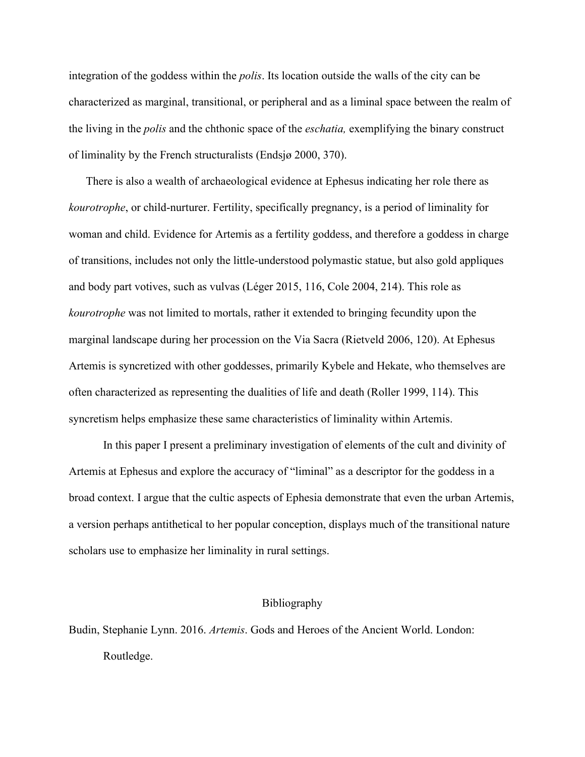integration of the goddess within the *polis*. Its location outside the walls of the city can be characterized as marginal, transitional, or peripheral and as a liminal space between the realm of the living in the *polis* and the chthonic space of the *eschatia,* exemplifying the binary construct of liminality by the French structuralists (Endsjø 2000, 370).

There is also a wealth of archaeological evidence at Ephesus indicating her role there as *kourotrophe*, or child-nurturer. Fertility, specifically pregnancy, is a period of liminality for woman and child. Evidence for Artemis as a fertility goddess, and therefore a goddess in charge of transitions, includes not only the little-understood polymastic statue, but also gold appliques and body part votives, such as vulvas (Léger 2015, 116, Cole 2004, 214). This role as *kourotrophe* was not limited to mortals, rather it extended to bringing fecundity upon the marginal landscape during her procession on the Via Sacra (Rietveld 2006, 120). At Ephesus Artemis is syncretized with other goddesses, primarily Kybele and Hekate, who themselves are often characterized as representing the dualities of life and death (Roller 1999, 114). This syncretism helps emphasize these same characteristics of liminality within Artemis.

In this paper I present a preliminary investigation of elements of the cult and divinity of Artemis at Ephesus and explore the accuracy of "liminal" as a descriptor for the goddess in a broad context. I argue that the cultic aspects of Ephesia demonstrate that even the urban Artemis, a version perhaps antithetical to her popular conception, displays much of the transitional nature scholars use to emphasize her liminality in rural settings.

## Bibliography

Budin, Stephanie Lynn. 2016. *Artemis*. Gods and Heroes of the Ancient World. London: Routledge.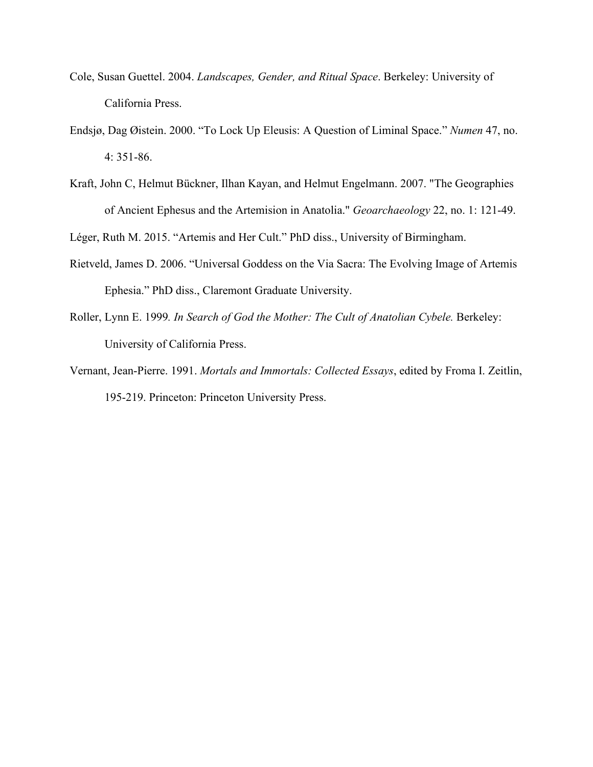Cole, Susan Guettel. 2004. *Landscapes, Gender, and Ritual Space*. Berkeley: University of California Press.

Endsjø, Dag Øistein. 2000. "To Lock Up Eleusis: A Question of Liminal Space." *Numen* 47, no. 4: 351-86.

Kraft, John C, Helmut Bückner, Ilhan Kayan, and Helmut Engelmann. 2007. "The Geographies of Ancient Ephesus and the Artemision in Anatolia." *Geoarchaeology* 22, no. 1: 121-49.

Léger, Ruth M. 2015. "Artemis and Her Cult." PhD diss., University of Birmingham.

Rietveld, James D. 2006. "Universal Goddess on the Via Sacra: The Evolving Image of Artemis Ephesia." PhD diss., Claremont Graduate University.

Roller, Lynn E. 1999*. In Search of God the Mother: The Cult of Anatolian Cybele.* Berkeley: University of California Press.

Vernant, Jean-Pierre. 1991. *Mortals and Immortals: Collected Essays*, edited by Froma I. Zeitlin, 195-219. Princeton: Princeton University Press.